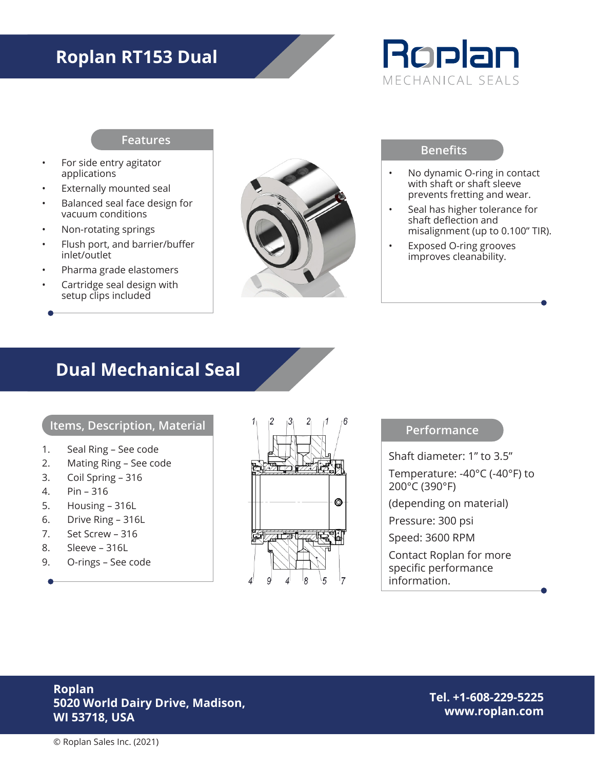# Roplan RT153 Dual

Roplan
MECHANICAL SEALS

## Features

- For side entry agitator applications
- Externally mounted seal
- Balanced seal face design for vacuum conditions
- Non-rotating springs
- Flush port, and barrier/buffer inlet/outlet
- Pharma grade elastomers
- Cartridge seal design with setup clips included

## Benefits

- No dynamic O-ring in contact with shaft or shaft sleeve prevents fretting and wear.
- Seal has higher tolerance for shaft deflection and misalignment (up to 0.100" TIR).
- Exposed O-ring grooves improves cleanability.

# Dual Mechanical Seal

## Items, Description, Material

1. Seal Ring – See code
2. Mating Ring – See code
3. Coil Spring – 316
4. Pin – 316
5. Housing – 316L
6. Drive Ring – 316L
7. Set Screw – 316
8. Sleeve – 316L
9. O-rings – See code

## Performance

Shaft diameter: 1" to 3.5"

Temperature: -40°C (-40°F) to 200°C (390°F)

(depending on material)

Pressure: 300 psi

Speed: 3600 RPM

Contact Roplan for more specific performance information.

**Roplan**
**5020 World Dairy Drive, Madison, WI 53718, USA**

**Tel. +1-608-229-5225**
**www.roplan.com**

© Roplan Sales Inc. (2021)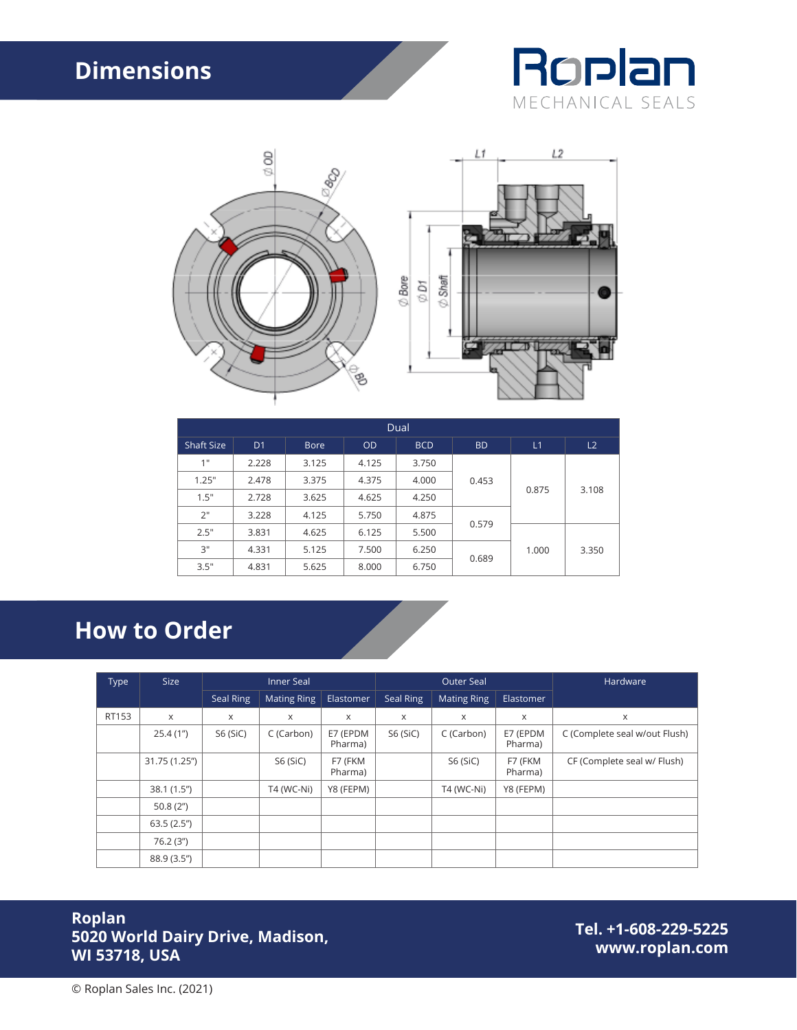# Dimensions

Roplan
MECHANICAL SEALS

Ø OD
Ø BCD
Ø BD
L1
L2
Ø Bore
Ø D1
Ø Shaft

| Dual | | | | | | | |
|---|---|---|---|---|---|---|---|
| Shaft Size | D1 | Bore | OD | BCD | BD | L1 | L2 |
| 1" | 2.228 | 3.125 | 4.125 | 3.750 | 0.453 | 0.875 | 3.108 |
| 1.25" | 2.478 | 3.375 | 4.375 | 4.000 | 0.453 | 0.875 | 3.108 |
| 1.5" | 2.728 | 3.625 | 4.625 | 4.250 | 0.453 | 0.875 | 3.108 |
| 2" | 3.228 | 4.125 | 5.750 | 4.875 | 0.579 | 0.875 | 3.108 |
| 2.5" | 3.831 | 4.625 | 6.125 | 5.500 | 0.579 | 1.000 | 3.350 |
| 3" | 4.331 | 5.125 | 7.500 | 6.250 | 0.689 | 1.000 | 3.350 |
| 3.5" | 4.831 | 5.625 | 8.000 | 6.750 | 0.689 | 1.000 | 3.350 |

# How to Order

| Type | Size | Inner Seal | | | Outer Seal | | | Hardware |
|---|---|---|---|---|---|---|---|---|
| | | Seal Ring | Mating Ring | Elastomer | Seal Ring | Mating Ring | Elastomer | |
| RT153 | x | x | x | x | x | x | x | x |
| | 25.4 (1") | S6 (SiC) | C (Carbon) | E7 (EPDM Pharma) | S6 (SiC) | C (Carbon) | E7 (EPDM Pharma) | C (Complete seal w/out Flush) |
| | 31.75 (1.25") | | S6 (SiC) | F7 (FKM Pharma) | | S6 (SiC) | F7 (FKM Pharma) | CF (Complete seal w/ Flush) |
| | 38.1 (1.5") | | T4 (WC-Ni) | Y8 (FEPM) | | T4 (WC-Ni) | Y8 (FEPM) | |
| | 50.8 (2") | | | | | | | |
| | 63.5 (2.5") | | | | | | | |
| | 76.2 (3") | | | | | | | |
| | 88.9 (3.5") | | | | | | | |

**Roplan**
**5020 World Dairy Drive, Madison,**
**WI 53718, USA**

**Tel. +1-608-229-5225**
**www.roplan.com**

© Roplan Sales Inc. (2021)